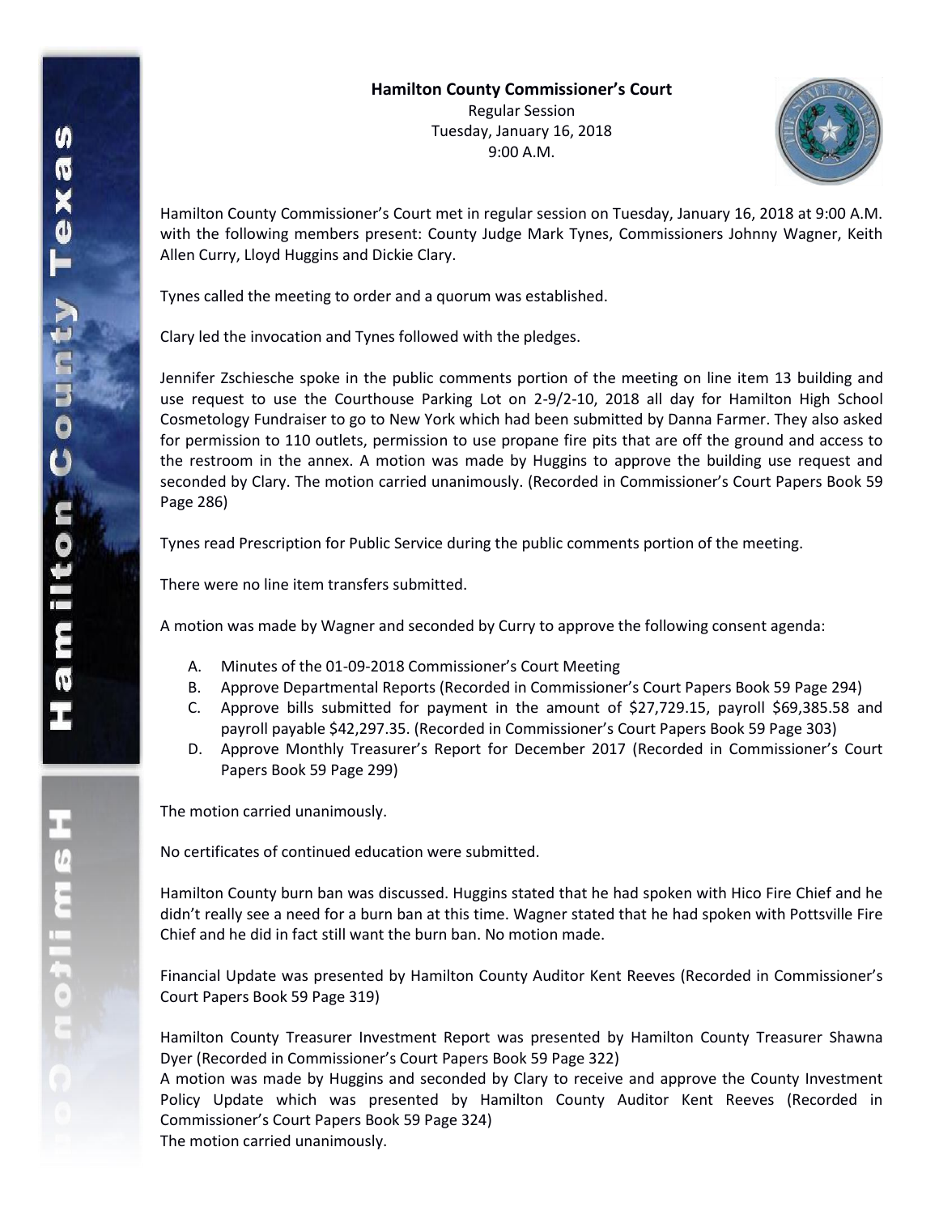**Hamilton County Commissioner's Court**

Regular Session
Tuesday, January 16, 2018
9:00 A.M.

Hamilton County Commissioner's Court met in regular session on Tuesday, January 16, 2018 at 9:00 A.M. with the following members present: County Judge Mark Tynes, Commissioners Johnny Wagner, Keith Allen Curry, Lloyd Huggins and Dickie Clary.

Tynes called the meeting to order and a quorum was established.

Clary led the invocation and Tynes followed with the pledges.

Jennifer Zschiesche spoke in the public comments portion of the meeting on line item 13 building and use request to use the Courthouse Parking Lot on 2-9/2-10, 2018 all day for Hamilton High School Cosmetology Fundraiser to go to New York which had been submitted by Danna Farmer. They also asked for permission to 110 outlets, permission to use propane fire pits that are off the ground and access to the restroom in the annex. A motion was made by Huggins to approve the building use request and seconded by Clary. The motion carried unanimously. (Recorded in Commissioner's Court Papers Book 59 Page 286)

Tynes read Prescription for Public Service during the public comments portion of the meeting.

There were no line item transfers submitted.

A motion was made by Wagner and seconded by Curry to approve the following consent agenda:

A. Minutes of the 01-09-2018 Commissioner's Court Meeting
B. Approve Departmental Reports (Recorded in Commissioner's Court Papers Book 59 Page 294)
C. Approve bills submitted for payment in the amount of $27,729.15, payroll $69,385.58 and payroll payable $42,297.35. (Recorded in Commissioner's Court Papers Book 59 Page 303)
D. Approve Monthly Treasurer's Report for December 2017 (Recorded in Commissioner's Court Papers Book 59 Page 299)

The motion carried unanimously.

No certificates of continued education were submitted.

Hamilton County burn ban was discussed. Huggins stated that he had spoken with Hico Fire Chief and he didn't really see a need for a burn ban at this time. Wagner stated that he had spoken with Pottsville Fire Chief and he did in fact still want the burn ban. No motion made.

Financial Update was presented by Hamilton County Auditor Kent Reeves (Recorded in Commissioner's Court Papers Book 59 Page 319)

Hamilton County Treasurer Investment Report was presented by Hamilton County Treasurer Shawna Dyer (Recorded in Commissioner's Court Papers Book 59 Page 322)
A motion was made by Huggins and seconded by Clary to receive and approve the County Investment Policy Update which was presented by Hamilton County Auditor Kent Reeves (Recorded in Commissioner's Court Papers Book 59 Page 324)
The motion carried unanimously.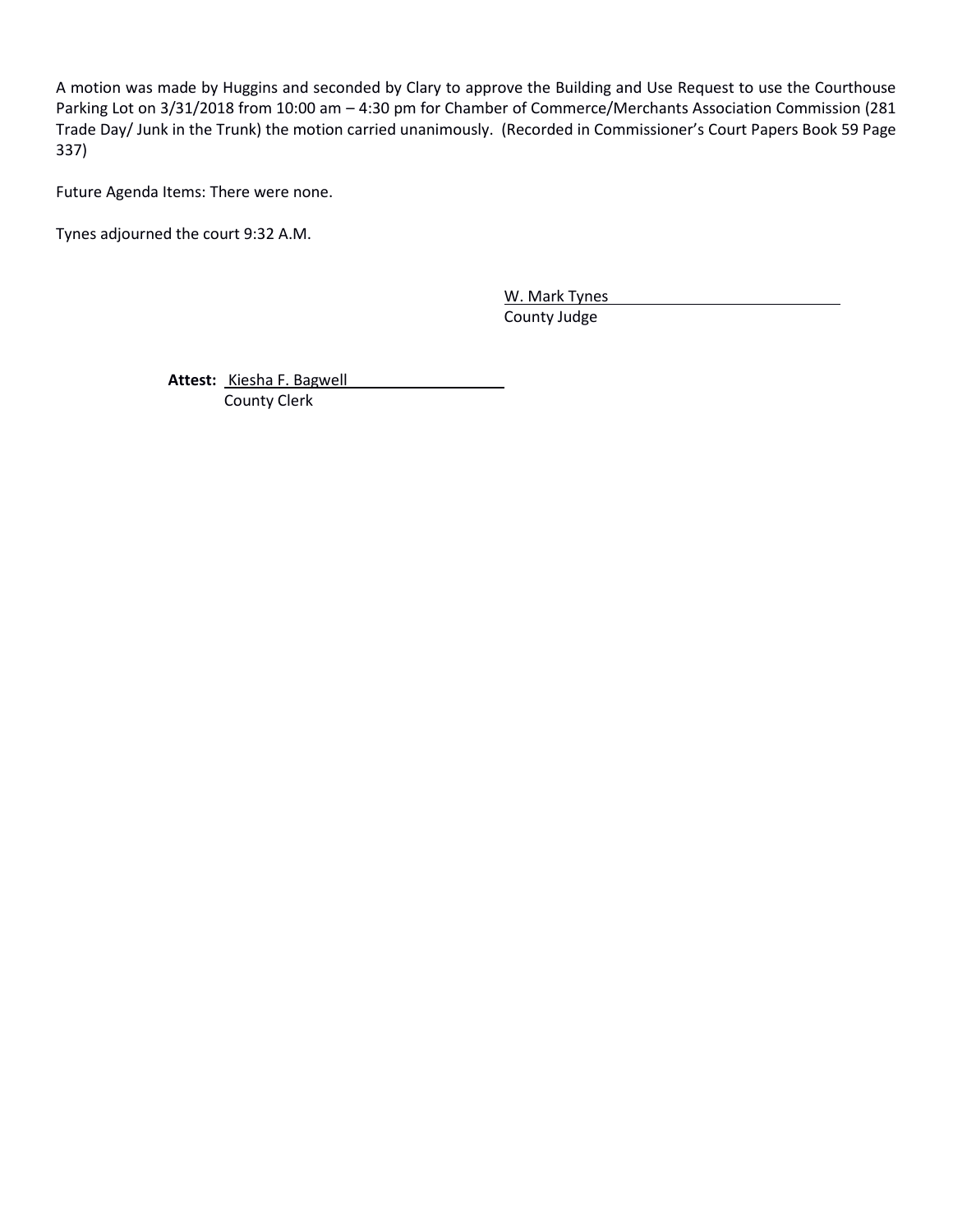A motion was made by Huggins and seconded by Clary to approve the Building and Use Request to use the Courthouse Parking Lot on 3/31/2018 from 10:00 am – 4:30 pm for Chamber of Commerce/Merchants Association Commission (281 Trade Day/ Junk in the Trunk) the motion carried unanimously. (Recorded in Commissioner's Court Papers Book 59 Page 337)

Future Agenda Items: There were none.

Tynes adjourned the court 9:32 A.M.

W. Mark Tynes
County Judge

**Attest:** Kiesha F. Bagwell
County Clerk